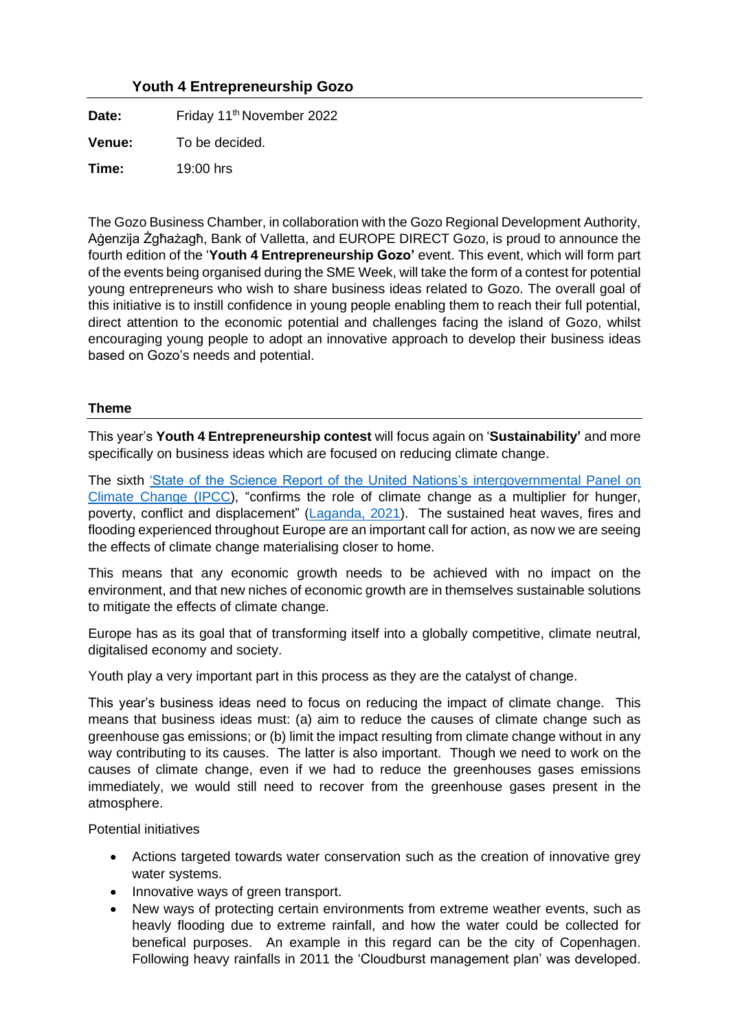## Youth 4 Entrepreneurship Gozo

**Date:** Friday 11th November 2022

**Venue:** To be decided.

**Time:** 19:00 hrs

The Gozo Business Chamber, in collaboration with the Gozo Regional Development Authority, Aġenzija Żgħażagħ, Bank of Valletta, and EUROPE DIRECT Gozo, is proud to announce the fourth edition of the '**Youth 4 Entrepreneurship Gozo'** event. This event, which will form part of the events being organised during the SME Week, will take the form of a contest for potential young entrepreneurs who wish to share business ideas related to Gozo. The overall goal of this initiative is to instill confidence in young people enabling them to reach their full potential, direct attention to the economic potential and challenges facing the island of Gozo, whilst encouraging young people to adopt an innovative approach to develop their business ideas based on Gozo's needs and potential.

### Theme

This year's **Youth 4 Entrepreneurship contest** will focus again on '**Sustainability'** and more specifically on business ideas which are focused on reducing climate change.

The sixth 'State of the Science Report of the United Nations's intergovernmental Panel on Climate Change (IPCC), "confirms the role of climate change as a multiplier for hunger, poverty, conflict and displacement" (Laganda, 2021). The sustained heat waves, fires and flooding experienced throughout Europe are an important call for action, as now we are seeing the effects of climate change materialising closer to home.

This means that any economic growth needs to be achieved with no impact on the environment, and that new niches of economic growth are in themselves sustainable solutions to mitigate the effects of climate change.

Europe has as its goal that of transforming itself into a globally competitive, climate neutral, digitalised economy and society.

Youth play a very important part in this process as they are the catalyst of change.

This year's business ideas need to focus on reducing the impact of climate change. This means that business ideas must: (a) aim to reduce the causes of climate change such as greenhouse gas emissions; or (b) limit the impact resulting from climate change without in any way contributing to its causes. The latter is also important. Though we need to work on the causes of climate change, even if we had to reduce the greenhouses gases emissions immediately, we would still need to recover from the greenhouse gases present in the atmosphere.

Potential initiatives

- Actions targeted towards water conservation such as the creation of innovative grey water systems.
- Innovative ways of green transport.
- New ways of protecting certain environments from extreme weather events, such as heavly flooding due to extreme rainfall, and how the water could be collected for benefical purposes. An example in this regard can be the city of Copenhagen. Following heavy rainfalls in 2011 the 'Cloudburst management plan' was developed.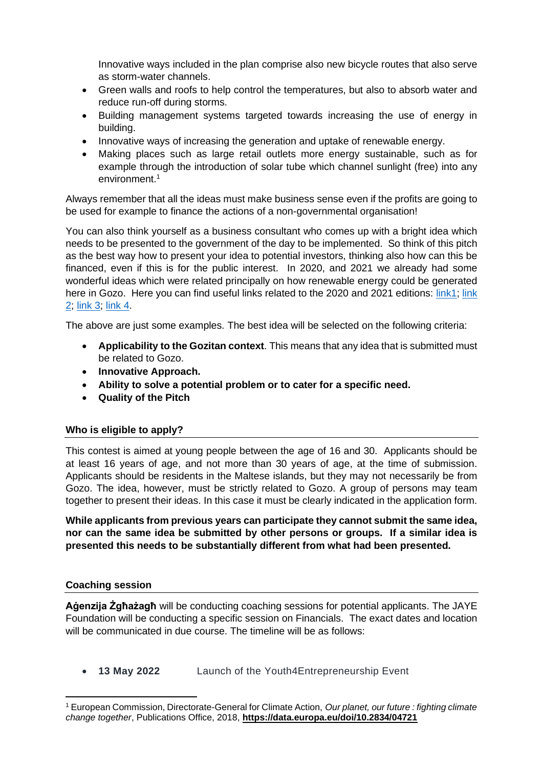Innovative ways included in the plan comprise also new bicycle routes that also serve as storm-water channels.

- Green walls and roofs to help control the temperatures, but also to absorb water and reduce run-off during storms.
- Building management systems targeted towards increasing the use of energy in building.
- Innovative ways of increasing the generation and uptake of renewable energy.
- Making places such as large retail outlets more energy sustainable, such as for example through the introduction of solar tube which channel sunlight (free) into any environment.[1]

Always remember that all the ideas must make business sense even if the profits are going to be used for example to finance the actions of a non-governmental organisation!

You can also think yourself as a business consultant who comes up with a bright idea which needs to be presented to the government of the day to be implemented. So think of this pitch as the best way how to present your idea to potential investors, thinking also how can this be financed, even if this is for the public interest. In 2020, and 2021 we already had some wonderful ideas which were related principally on how renewable energy could be generated here in Gozo. Here you can find useful links related to the 2020 and 2021 editions: link1; link 2; link 3; link 4.

The above are just some examples. The best idea will be selected on the following criteria:

- **Applicability to the Gozitan context**. This means that any idea that is submitted must be related to Gozo.
- **Innovative Approach.**
- **Ability to solve a potential problem or to cater for a specific need.**
- **Quality of the Pitch**

## Who is eligible to apply?

This contest is aimed at young people between the age of 16 and 30. Applicants should be at least 16 years of age, and not more than 30 years of age, at the time of submission. Applicants should be residents in the Maltese islands, but they may not necessarily be from Gozo. The idea, however, must be strictly related to Gozo. A group of persons may team together to present their ideas. In this case it must be clearly indicated in the application form.

**While applicants from previous years can participate they cannot submit the same idea, nor can the same idea be submitted by other persons or groups. If a similar idea is presented this needs to be substantially different from what had been presented.**

## Coaching session

**Aġenzija Żgħażagħ** will be conducting coaching sessions for potential applicants. The JAYE Foundation will be conducting a specific session on Financials. The exact dates and location will be communicated in due course. The timeline will be as follows:

- **13 May 2022** Launch of the Youth4Entrepreneurship Event

[1] European Commission, Directorate-General for Climate Action, *Our planet, our future : fighting climate change together*, Publications Office, 2018, **https://data.europa.eu/doi/10.2834/04721**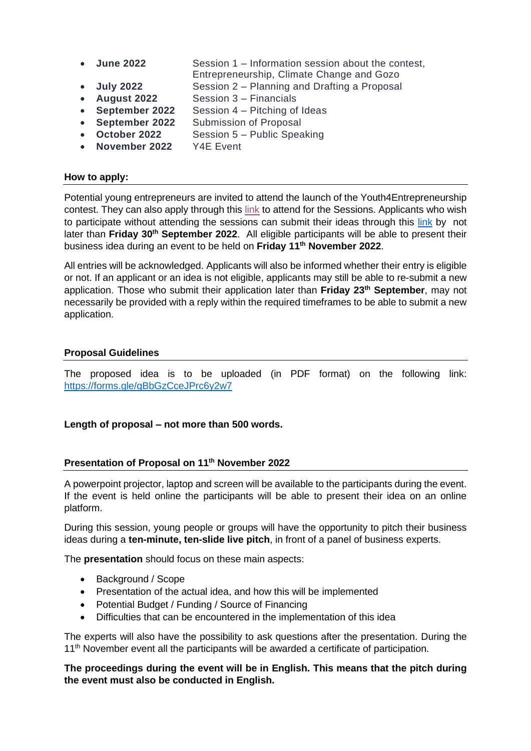- **June 2022** Session 1 – Information session about the contest, Entrepreneurship, Climate Change and Gozo
- **July 2022** Session 2 – Planning and Drafting a Proposal
- **August 2022** Session 3 – Financials
- **September 2022** Session 4 – Pitching of Ideas
- **September 2022** Submission of Proposal
- **October 2022** Session 5 – Public Speaking
- **November 2022** Y4E Event

### How to apply:

Potential young entrepreneurs are invited to attend the launch of the Youth4Entrepreneurship contest. They can also apply through this link to attend for the Sessions. Applicants who wish to participate without attending the sessions can submit their ideas through this link by not later than **Friday 30th September 2022**. All eligible participants will be able to present their business idea during an event to be held on **Friday 11th November 2022**.

All entries will be acknowledged. Applicants will also be informed whether their entry is eligible or not. If an applicant or an idea is not eligible, applicants may still be able to re-submit a new application. Those who submit their application later than **Friday 23th September**, may not necessarily be provided with a reply within the required timeframes to be able to submit a new application.

### Proposal Guidelines

The proposed idea is to be uploaded (in PDF format) on the following link: https://forms.gle/qBbGzCceJPrc6y2w7

**Length of proposal – not more than 500 words.**

### Presentation of Proposal on 11th November 2022

A powerpoint projector, laptop and screen will be available to the participants during the event. If the event is held online the participants will be able to present their idea on an online platform.

During this session, young people or groups will have the opportunity to pitch their business ideas during a **ten-minute, ten-slide live pitch**, in front of a panel of business experts.

The **presentation** should focus on these main aspects:

- Background / Scope
- Presentation of the actual idea, and how this will be implemented
- Potential Budget / Funding / Source of Financing
- Difficulties that can be encountered in the implementation of this idea

The experts will also have the possibility to ask questions after the presentation. During the 11th November event all the participants will be awarded a certificate of participation.

**The proceedings during the event will be in English. This means that the pitch during the event must also be conducted in English.**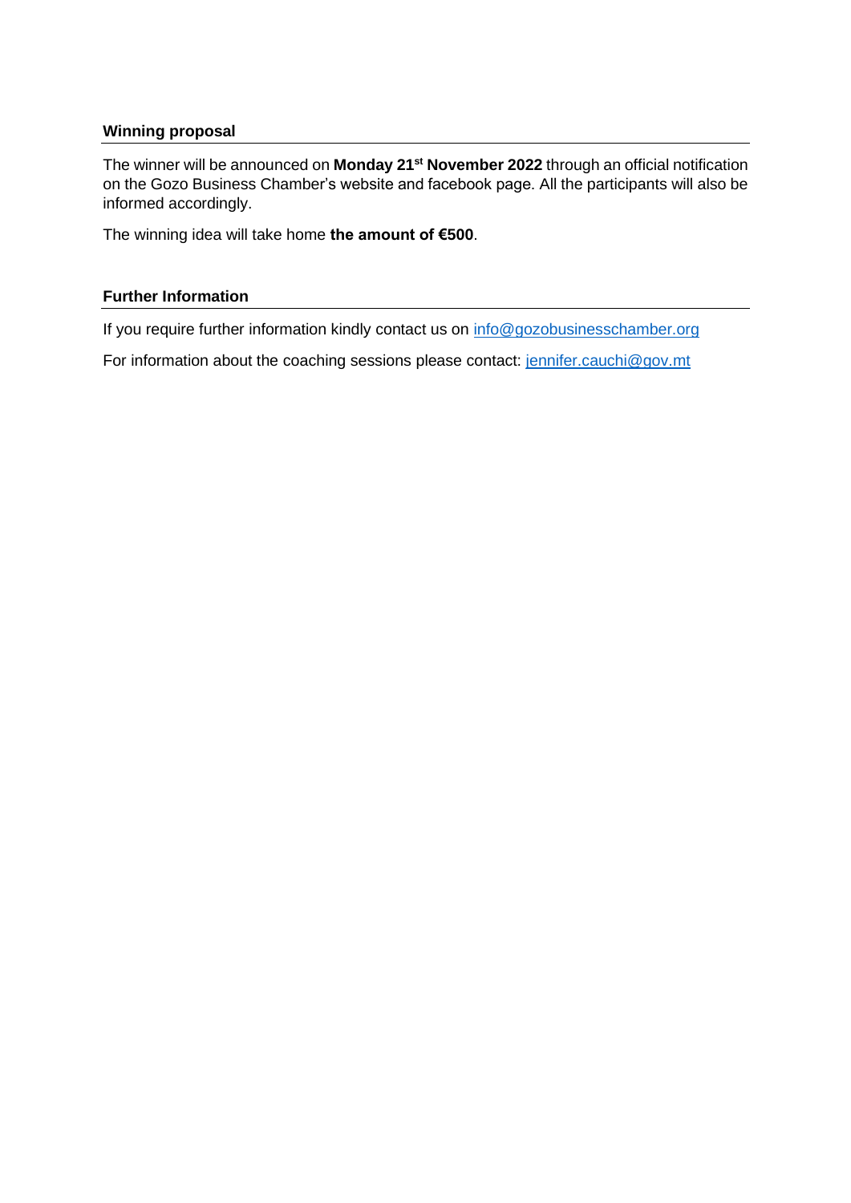## Winning proposal

The winner will be announced on **Monday 21st November 2022** through an official notification on the Gozo Business Chamber's website and facebook page. All the participants will also be informed accordingly.

The winning idea will take home **the amount of €500**.

## Further Information

If you require further information kindly contact us on info@gozobusinesschamber.org

For information about the coaching sessions please contact: jennifer.cauchi@gov.mt